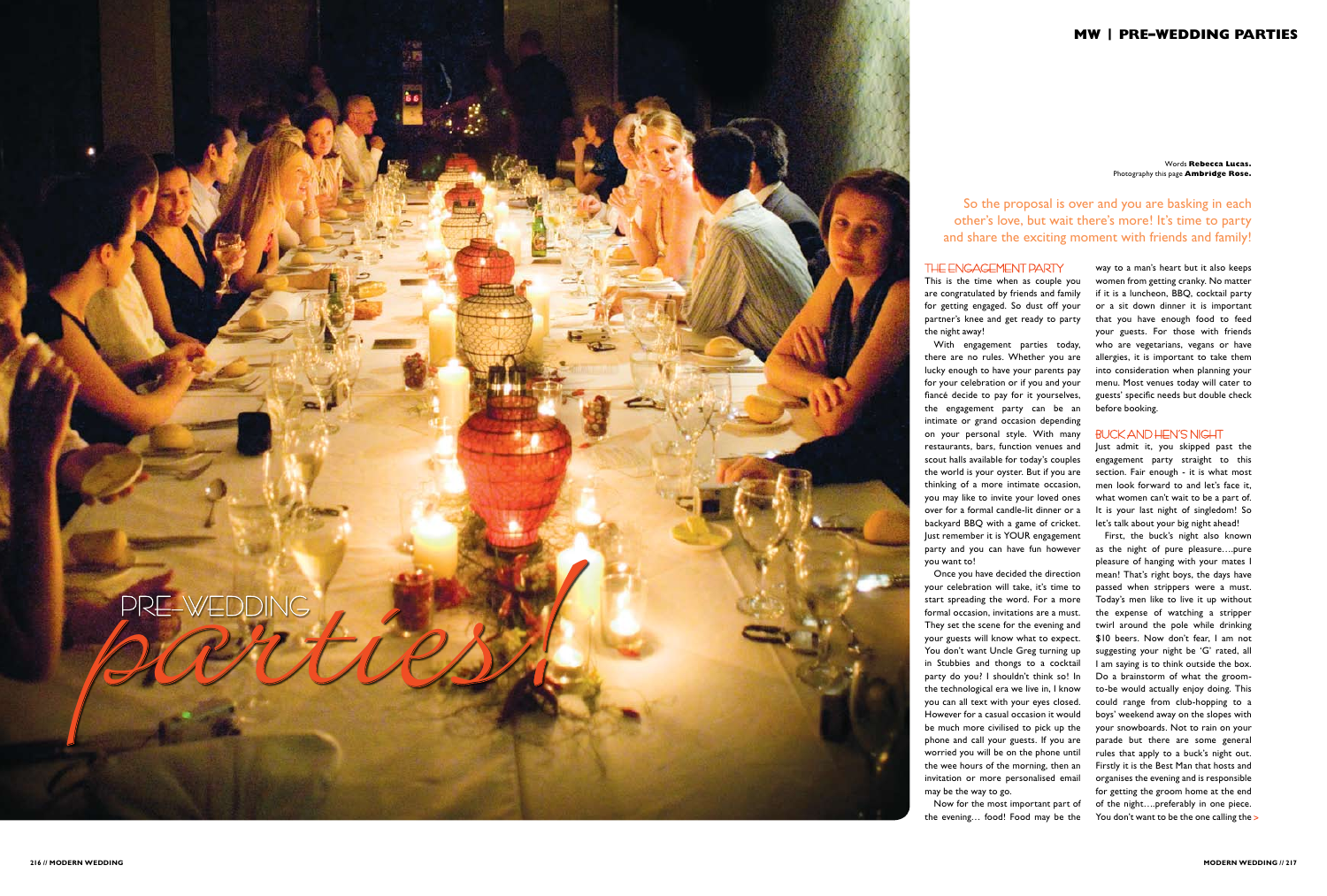# PRE-WEDDING *parties!*

Words **Rebecca Lucas.**
Photography this page **Ambridge Rose.**

So the proposal is over and you are basking in each other's love, but wait there's more! It's time to party and share the exciting moment with friends and family!

## THE ENGAGEMENT PARTY

This is the time when as couple you are congratulated by friends and family for getting engaged. So dust off your partner's knee and get ready to party the night away!

With engagement parties today, there are no rules. Whether you are lucky enough to have your parents pay for your celebration or if you and your fiancé decide to pay for it yourselves, the engagement party can be an intimate or grand occasion depending on your personal style. With many restaurants, bars, function venues and scout halls available for today's couples the world is your oyster. But if you are thinking of a more intimate occasion, you may like to invite your loved ones over for a formal candle-lit dinner or a backyard BBQ with a game of cricket. Just remember it is YOUR engagement party and you can have fun however you want to!

Once you have decided the direction your celebration will take, it's time to start spreading the word. For a more formal occasion, invitations are a must. They set the scene for the evening and your guests will know what to expect. You don't want Uncle Greg turning up in Stubbies and thongs to a cocktail party do you? I shouldn't think so! In the technological era we live in, I know you can all text with your eyes closed. However for a casual occasion it would be much more civilised to pick up the phone and call your guests. If you are worried you will be on the phone until the wee hours of the morning, then an invitation or more personalised email may be the way to go.

Now for the most important part of the evening… food! Food may be the way to a man's heart but it also keeps women from getting cranky. No matter if it is a luncheon, BBQ, cocktail party or a sit down dinner it is important that you have enough food to feed your guests. For those with friends who are vegetarians, vegans or have allergies, it is important to take them into consideration when planning your menu. Most venues today will cater to guests' specific needs but double check before booking.

## BUCK AND HEN'S NIGHT

Just admit it, you skipped past the engagement party straight to this section. Fair enough - it is what most men look forward to and let's face it, what women can't wait to be a part of. It is your last night of singledom! So let's talk about your big night ahead!

First, the buck's night also known as the night of pure pleasure….pure pleasure of hanging with your mates I mean! That's right boys, the days have passed when strippers were a must. Today's men like to live it up without the expense of watching a stripper twirl around the pole while drinking $10 beers. Now don't fear, I am not suggesting your night be 'G' rated, all I am saying is to think outside the box. Do a brainstorm of what the groom-to-be would actually enjoy doing. This could range from club-hopping to a boys' weekend away on the slopes with your snowboards. Not to rain on your parade but there are some general rules that apply to a buck's night out. Firstly it is the Best Man that hosts and organises the evening and is responsible for getting the groom home at the end of the night….preferably in one piece. You don't want to be the one calling the >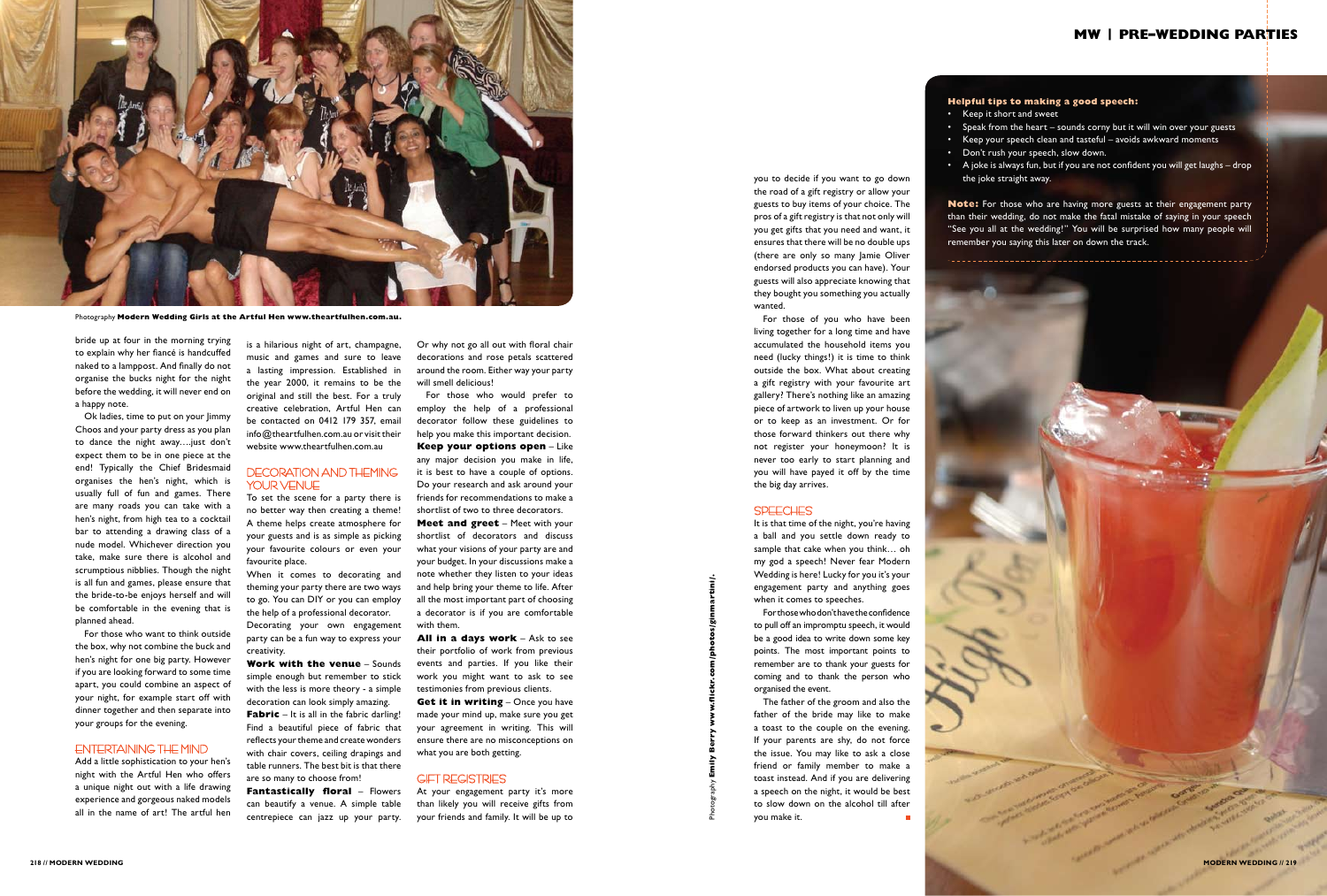Photography **Modern Wedding Girls at the Artful Hen www.theartfulhen.com.au.**

bride up at four in the morning trying to explain why her fiancé is handcuffed naked to a lamppost. And finally do not organise the bucks night for the night before the wedding, it will never end on a happy note.

Ok ladies, time to put on your Jimmy Choos and your party dress as you plan to dance the night away….just don't expect them to be in one piece at the end! Typically the Chief Bridesmaid organises the hen's night, which is usually full of fun and games. There are many roads you can take with a hen's night, from high tea to a cocktail bar to attending a drawing class of a nude model. Whichever direction you take, make sure there is alcohol and scrumptious nibblies. Though the night is all fun and games, please ensure that the bride-to-be enjoys herself and will be comfortable in the evening that is planned ahead.

For those who want to think outside the box, why not combine the buck and hen's night for one big party. However if you are looking forward to some time apart, you could combine an aspect of your night, for example start off with dinner together and then separate into your groups for the evening.

## ENTERTAINING THE MIND

Add a little sophistication to your hen's night with the Artful Hen who offers a unique night out with a life drawing experience and gorgeous naked models all in the name of art! The artful hen is a hilarious night of art, champagne, music and games and sure to leave a lasting impression. Established in the year 2000, it remains to be the original and still the best. For a truly creative celebration, Artful Hen can be contacted on 0412 179 357, email info@theartfulhen.com.au or visit their website www.theartfulhen.com.au

## DECORATION AND THEMING YOUR VENUE

To set the scene for a party there is no better way then creating a theme! A theme helps create atmosphere for your guests and is as simple as picking your favourite colours or even your favourite place.

When it comes to decorating and theming your party there are two ways to go. You can DIY or you can employ the help of a professional decorator.

Decorating your own engagement party can be a fun way to express your creativity.

**Work with the venue** – Sounds simple enough but remember to stick with the less is more theory - a simple decoration can look simply amazing.

**Fabric** – It is all in the fabric darling! Find a beautiful piece of fabric that reflects your theme and create wonders with chair covers, ceiling drapings and table runners. The best bit is that there are so many to choose from!

**Fantastically floral** – Flowers can beautify a venue. A simple table centrepiece can jazz up your party. Or why not go all out with floral chair decorations and rose petals scattered around the room. Either way your party will smell delicious!

For those who would prefer to employ the help of a professional decorator follow these guidelines to help you make this important decision.

**Keep your options open** – Like any major decision you make in life, it is best to have a couple of options. Do your research and ask around your friends for recommendations to make a shortlist of two to three decorators.

**Meet and greet** – Meet with your shortlist of decorators and discuss what your visions of your party are and your budget. In your discussions make a note whether they listen to your ideas and help bring your theme to life. After all the most important part of choosing a decorator is if you are comfortable with them.

**All in a days work** – Ask to see their portfolio of work from previous events and parties. If you like their work you might want to ask to see testimonies from previous clients.

**Get it in writing** – Once you have made your mind up, make sure you get your agreement in writing. This will ensure there are no misconceptions on what you are both getting.

## GIFT REGISTRIES

At your engagement party it's more than likely you will receive gifts from your friends and family. It will be up to you to decide if you want to go down the road of a gift registry or allow your guests to buy items of your choice. The pros of a gift registry is that not only will you get gifts that you need and want, it ensures that there will be no double ups (there are only so many Jamie Oliver endorsed products you can have). Your guests will also appreciate knowing that they bought you something you actually wanted.

For those of you who have been living together for a long time and have accumulated the household items you need (lucky things!) it is time to think outside the box. What about creating a gift registry with your favourite art gallery? There's nothing like an amazing piece of artwork to liven up your house or to keep as an investment. Or for those forward thinkers out there why not register your honeymoon? It is never too early to start planning and you will have payed it off by the time the big day arrives.

## SPEECHES

It is that time of the night, you're having a ball and you settle down ready to sample that cake when you think… oh my god a speech! Never fear Modern Wedding is here! Lucky for you it's your engagement party and anything goes when it comes to speeches.

For those who don't have the confidence to pull off an impromptu speech, it would be a good idea to write down some key points. The most important points to remember are to thank your guests for coming and to thank the person who organised the event.

The father of the groom and also the father of the bride may like to make a toast to the couple on the evening. If your parents are shy, do not force the issue. You may like to ask a close friend or family member to make a toast instead. And if you are delivering a speech on the night, it would be best to slow down on the alcohol till after you make it.

Photography **Emily Berry www.flickr.com/photos/gnmartini/.**

**Helpful tips to making a good speech:**

- Keep it short and sweet
- Speak from the heart – sounds corny but it will win over your guests
- Keep your speech clean and tasteful – avoids awkward moments
- Don't rush your speech, slow down.
- A joke is always fun, but if you are not confident you will get laughs – drop the joke straight away.

**Note:** For those who are having more guests at their engagement party than their wedding, do not make the fatal mistake of saying in your speech "See you all at the wedding!" You will be surprised how many people will remember you saying this later on down the track.